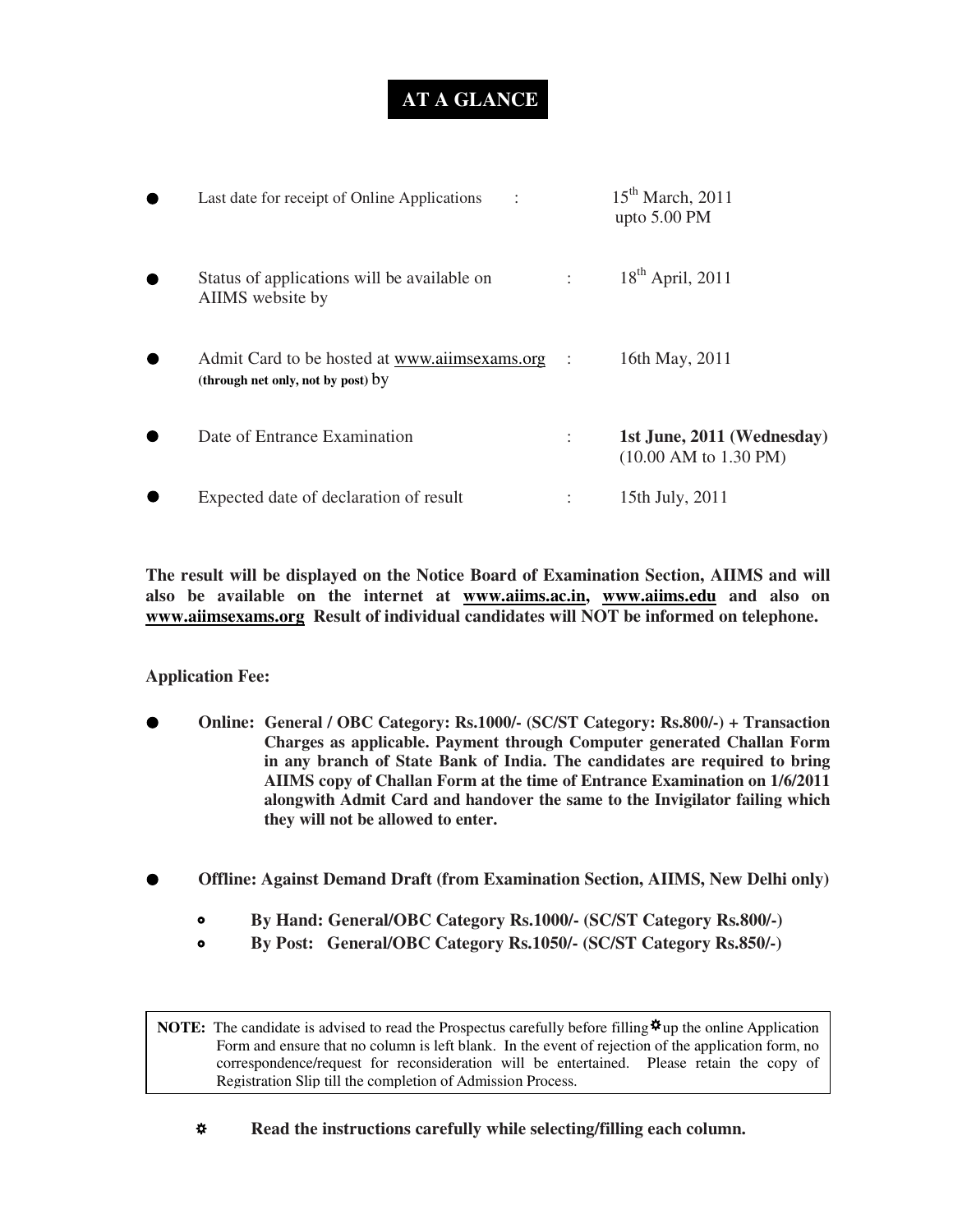# AT A GLANCE

- Last date for receipt of Online Applications : 15th March, 2011 upto 5.00 PM
- Status of applications will be available on AIIMS website by : 18th April, 2011
- Admit Card to be hosted at www.aiimsexams.org **(through net only, not by post)** by : 16th May, 2011
- Date of Entrance Examination : **1st June, 2011 (Wednesday)** (10.00 AM to 1.30 PM)
- Expected date of declaration of result : 15th July, 2011

**The result will be displayed on the Notice Board of Examination Section, AIIMS and will also be available on the internet at www.aiims.ac.in, www.aiims.edu and also on www.aiimsexams.org Result of individual candidates will NOT be informed on telephone.**

**Application Fee:**

- **Online: General / OBC Category: Rs.1000/- (SC/ST Category: Rs.800/-) + Transaction Charges as applicable. Payment through Computer generated Challan Form in any branch of State Bank of India. The candidates are required to bring AIIMS copy of Challan Form at the time of Entrance Examination on 1/6/2011 alongwith Admit Card and handover the same to the Invigilator failing which they will not be allowed to enter.**

- **Offline: Against Demand Draft (from Examination Section, AIIMS, New Delhi only)**
  - **By Hand: General/OBC Category Rs.1000/- (SC/ST Category Rs.800/-)**
  - **By Post: General/OBC Category Rs.1050/- (SC/ST Category Rs.850/-)**

> **NOTE:** The candidate is advised to read the Prospectus carefully before filling✲up the online Application Form and ensure that no column is left blank. In the event of rejection of the application form, no correspondence/request for reconsideration will be entertained. Please retain the copy of Registration Slip till the completion of Admission Process.

✲ **Read the instructions carefully while selecting/filling each column.**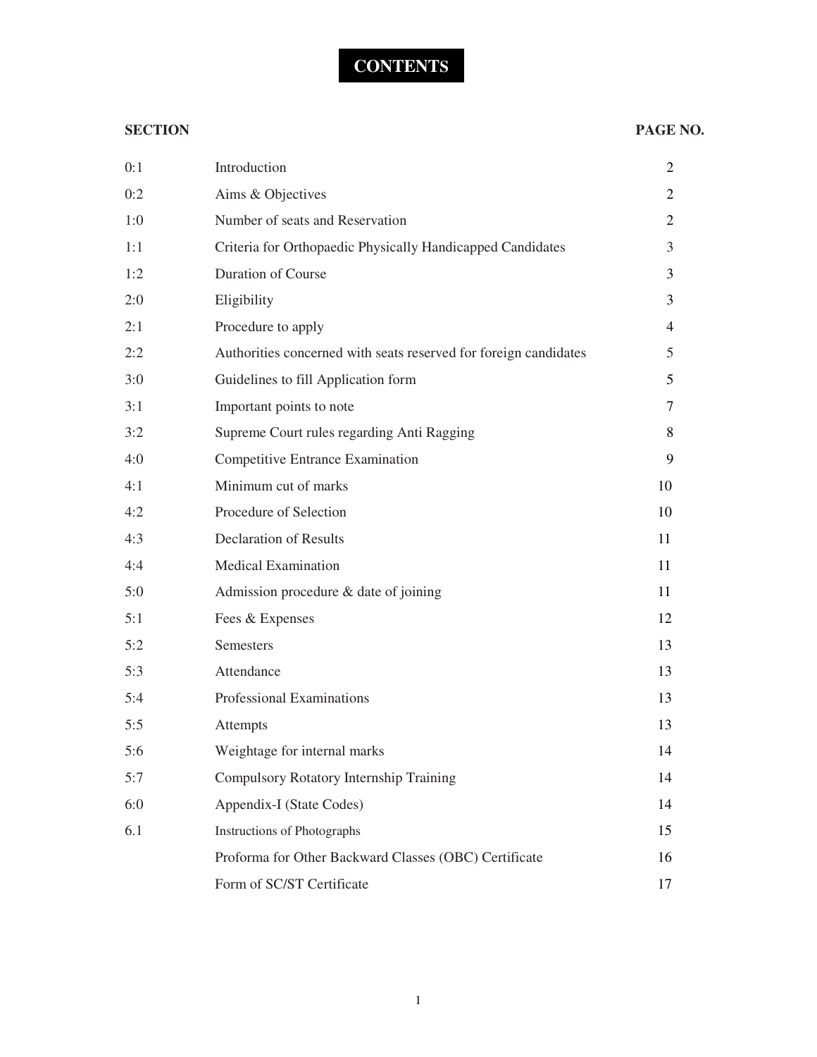# CONTENTS

| SECTION | | PAGE NO. |
|---|---|---|
| 0:1 | Introduction | 2 |
| 0:2 | Aims & Objectives | 2 |
| 1:0 | Number of seats and Reservation | 2 |
| 1:1 | Criteria for Orthopaedic Physically Handicapped Candidates | 3 |
| 1:2 | Duration of Course | 3 |
| 2:0 | Eligibility | 3 |
| 2:1 | Procedure to apply | 4 |
| 2:2 | Authorities concerned with seats reserved for foreign candidates | 5 |
| 3:0 | Guidelines to fill Application form | 5 |
| 3:1 | Important points to note | 7 |
| 3:2 | Supreme Court rules regarding Anti Ragging | 8 |
| 4:0 | Competitive Entrance Examination | 9 |
| 4:1 | Minimum cut of marks | 10 |
| 4:2 | Procedure of Selection | 10 |
| 4:3 | Declaration of Results | 11 |
| 4:4 | Medical Examination | 11 |
| 5:0 | Admission procedure & date of joining | 11 |
| 5:1 | Fees & Expenses | 12 |
| 5:2 | Semesters | 13 |
| 5:3 | Attendance | 13 |
| 5:4 | Professional Examinations | 13 |
| 5:5 | Attempts | 13 |
| 5:6 | Weightage for internal marks | 14 |
| 5:7 | Compulsory Rotatory Internship Training | 14 |
| 6:0 | Appendix-I (State Codes) | 14 |
| 6.1 | Instructions of Photographs | 15 |
| | Proforma for Other Backward Classes (OBC) Certificate | 16 |
| | Form of SC/ST Certificate | 17 |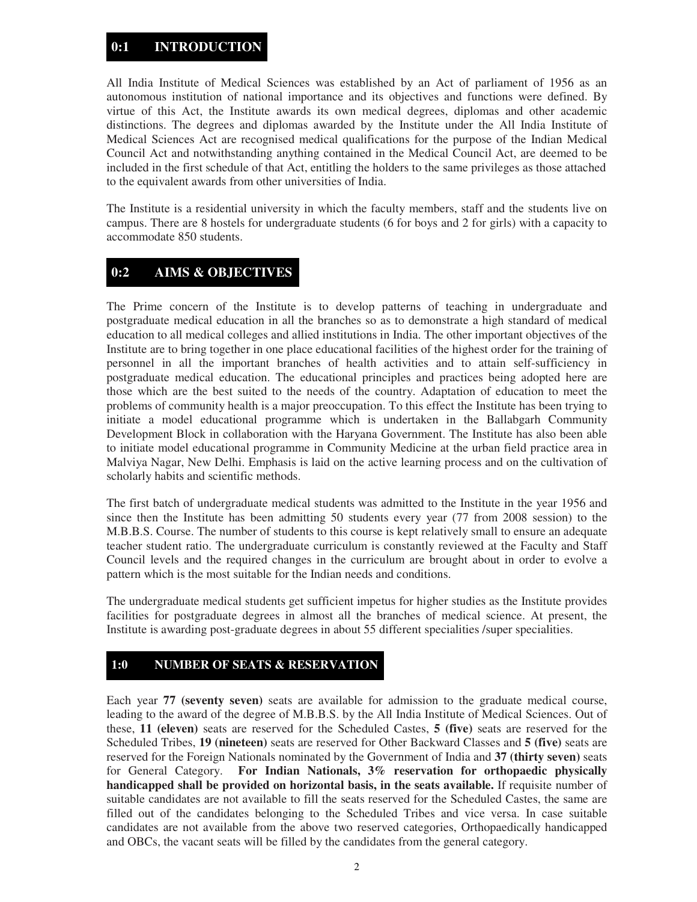## 0:1 INTRODUCTION

All India Institute of Medical Sciences was established by an Act of parliament of 1956 as an autonomous institution of national importance and its objectives and functions were defined. By virtue of this Act, the Institute awards its own medical degrees, diplomas and other academic distinctions. The degrees and diplomas awarded by the Institute under the All India Institute of Medical Sciences Act are recognised medical qualifications for the purpose of the Indian Medical Council Act and notwithstanding anything contained in the Medical Council Act, are deemed to be included in the first schedule of that Act, entitling the holders to the same privileges as those attached to the equivalent awards from other universities of India.

The Institute is a residential university in which the faculty members, staff and the students live on campus. There are 8 hostels for undergraduate students (6 for boys and 2 for girls) with a capacity to accommodate 850 students.

## 0:2 AIMS & OBJECTIVES

The Prime concern of the Institute is to develop patterns of teaching in undergraduate and postgraduate medical education in all the branches so as to demonstrate a high standard of medical education to all medical colleges and allied institutions in India. The other important objectives of the Institute are to bring together in one place educational facilities of the highest order for the training of personnel in all the important branches of health activities and to attain self-sufficiency in postgraduate medical education. The educational principles and practices being adopted here are those which are the best suited to the needs of the country. Adaptation of education to meet the problems of community health is a major preoccupation. To this effect the Institute has been trying to initiate a model educational programme which is undertaken in the Ballabgarh Community Development Block in collaboration with the Haryana Government. The Institute has also been able to initiate model educational programme in Community Medicine at the urban field practice area in Malviya Nagar, New Delhi. Emphasis is laid on the active learning process and on the cultivation of scholarly habits and scientific methods.

The first batch of undergraduate medical students was admitted to the Institute in the year 1956 and since then the Institute has been admitting 50 students every year (77 from 2008 session) to the M.B.B.S. Course. The number of students to this course is kept relatively small to ensure an adequate teacher student ratio. The undergraduate curriculum is constantly reviewed at the Faculty and Staff Council levels and the required changes in the curriculum are brought about in order to evolve a pattern which is the most suitable for the Indian needs and conditions.

The undergraduate medical students get sufficient impetus for higher studies as the Institute provides facilities for postgraduate degrees in almost all the branches of medical science. At present, the Institute is awarding post-graduate degrees in about 55 different specialities /super specialities.

## 1:0 NUMBER OF SEATS & RESERVATION

Each year **77 (seventy seven)** seats are available for admission to the graduate medical course, leading to the award of the degree of M.B.B.S. by the All India Institute of Medical Sciences. Out of these, **11 (eleven)** seats are reserved for the Scheduled Castes, **5 (five)** seats are reserved for the Scheduled Tribes, **19 (nineteen)** seats are reserved for Other Backward Classes and **5 (five)** seats are reserved for the Foreign Nationals nominated by the Government of India and **37 (thirty seven)** seats for General Category. **For Indian Nationals, 3% reservation for orthopaedic physically handicapped shall be provided on horizontal basis, in the seats available.** If requisite number of suitable candidates are not available to fill the seats reserved for the Scheduled Castes, the same are filled out of the candidates belonging to the Scheduled Tribes and vice versa. In case suitable candidates are not available from the above two reserved categories, Orthopaedically handicapped and OBCs, the vacant seats will be filled by the candidates from the general category.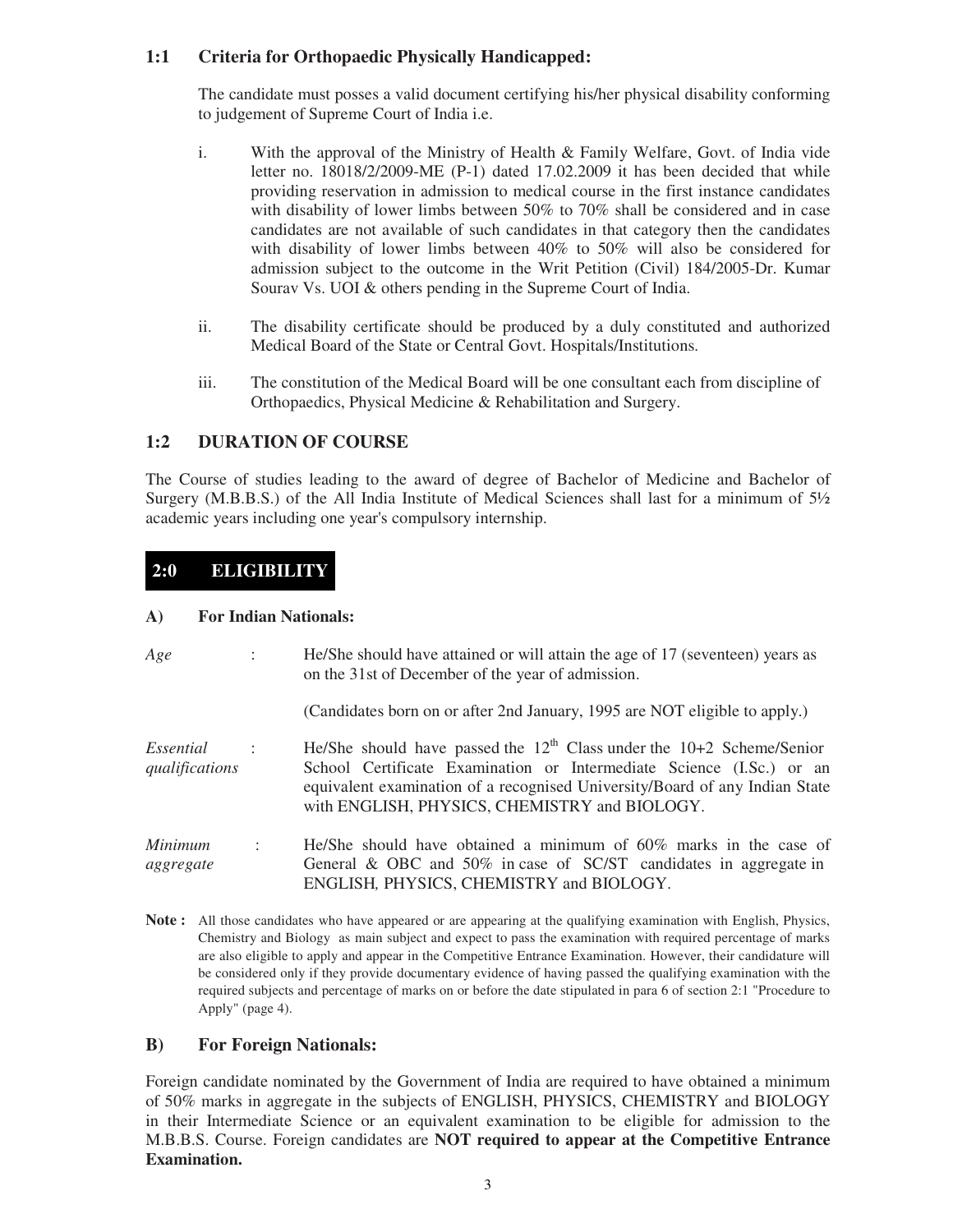## 1:1 Criteria for Orthopaedic Physically Handicapped:

The candidate must posses a valid document certifying his/her physical disability conforming to judgement of Supreme Court of India i.e.

i. With the approval of the Ministry of Health & Family Welfare, Govt. of India vide letter no. 18018/2/2009-ME (P-1) dated 17.02.2009 it has been decided that while providing reservation in admission to medical course in the first instance candidates with disability of lower limbs between 50% to 70% shall be considered and in case candidates are not available of such candidates in that category then the candidates with disability of lower limbs between 40% to 50% will also be considered for admission subject to the outcome in the Writ Petition (Civil) 184/2005-Dr. Kumar Sourav Vs. UOI & others pending in the Supreme Court of India.

ii. The disability certificate should be produced by a duly constituted and authorized Medical Board of the State or Central Govt. Hospitals/Institutions.

iii. The constitution of the Medical Board will be one consultant each from discipline of Orthopaedics, Physical Medicine & Rehabilitation and Surgery.

## 1:2 DURATION OF COURSE

The Course of studies leading to the award of degree of Bachelor of Medicine and Bachelor of Surgery (M.B.B.S.) of the All India Institute of Medical Sciences shall last for a minimum of 5½ academic years including one year's compulsory internship.

# 2:0 ELIGIBILITY

### A) For Indian Nationals:

*Age* : He/She should have attained or will attain the age of 17 (seventeen) years as on the 31st of December of the year of admission.

(Candidates born on or after 2nd January, 1995 are NOT eligible to apply.)

*Essential qualifications* : He/She should have passed the 12th Class under the 10+2 Scheme/Senior School Certificate Examination or Intermediate Science (I.Sc.) or an equivalent examination of a recognised University/Board of any Indian State with ENGLISH, PHYSICS, CHEMISTRY and BIOLOGY.

*Minimum aggregate* : He/She should have obtained a minimum of 60% marks in the case of General & OBC and 50% in case of SC/ST candidates in aggregate in ENGLISH, PHYSICS, CHEMISTRY and BIOLOGY.

**Note :** All those candidates who have appeared or are appearing at the qualifying examination with English, Physics, Chemistry and Biology as main subject and expect to pass the examination with required percentage of marks are also eligible to apply and appear in the Competitive Entrance Examination. However, their candidature will be considered only if they provide documentary evidence of having passed the qualifying examination with the required subjects and percentage of marks on or before the date stipulated in para 6 of section 2:1 "Procedure to Apply" (page 4).

### B) For Foreign Nationals:

Foreign candidate nominated by the Government of India are required to have obtained a minimum of 50% marks in aggregate in the subjects of ENGLISH, PHYSICS, CHEMISTRY and BIOLOGY in their Intermediate Science or an equivalent examination to be eligible for admission to the M.B.B.S. Course. Foreign candidates are **NOT required to appear at the Competitive Entrance Examination.**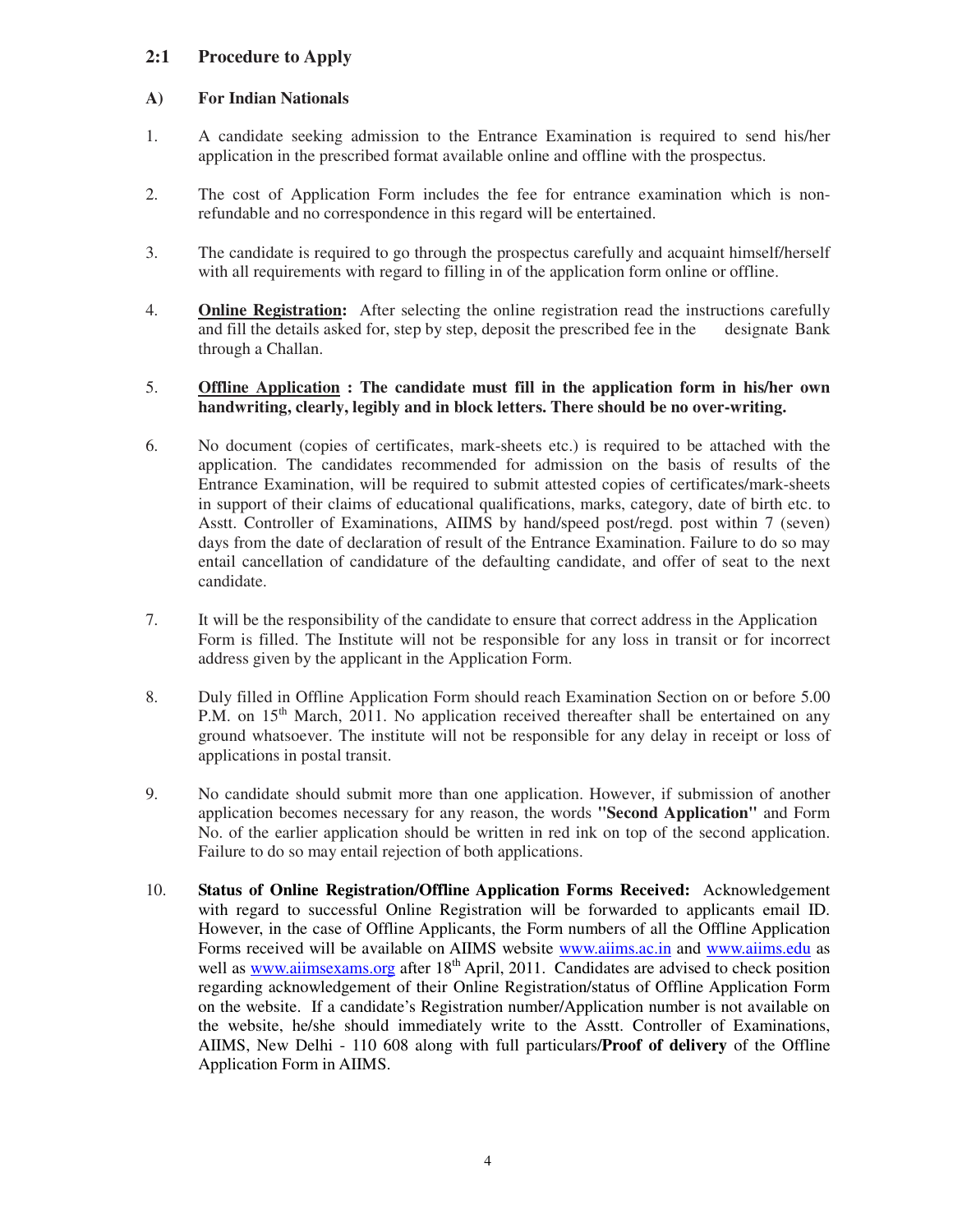## 2:1 Procedure to Apply

### A) For Indian Nationals

1. A candidate seeking admission to the Entrance Examination is required to send his/her application in the prescribed format available online and offline with the prospectus.

2. The cost of Application Form includes the fee for entrance examination which is non-refundable and no correspondence in this regard will be entertained.

3. The candidate is required to go through the prospectus carefully and acquaint himself/herself with all requirements with regard to filling in of the application form online or offline.

4. **Online Registration:** After selecting the online registration read the instructions carefully and fill the details asked for, step by step, deposit the prescribed fee in the designate Bank through a Challan.

5. **Offline Application : The candidate must fill in the application form in his/her own handwriting, clearly, legibly and in block letters. There should be no over-writing.**

6. No document (copies of certificates, mark-sheets etc.) is required to be attached with the application. The candidates recommended for admission on the basis of results of the Entrance Examination, will be required to submit attested copies of certificates/mark-sheets in support of their claims of educational qualifications, marks, category, date of birth etc. to Asstt. Controller of Examinations, AIIMS by hand/speed post/regd. post within 7 (seven) days from the date of declaration of result of the Entrance Examination. Failure to do so may entail cancellation of candidature of the defaulting candidate, and offer of seat to the next candidate.

7. It will be the responsibility of the candidate to ensure that correct address in the Application Form is filled. The Institute will not be responsible for any loss in transit or for incorrect address given by the applicant in the Application Form.

8. Duly filled in Offline Application Form should reach Examination Section on or before 5.00 P.M. on 15th March, 2011. No application received thereafter shall be entertained on any ground whatsoever. The institute will not be responsible for any delay in receipt or loss of applications in postal transit.

9. No candidate should submit more than one application. However, if submission of another application becomes necessary for any reason, the words **"Second Application"** and Form No. of the earlier application should be written in red ink on top of the second application. Failure to do so may entail rejection of both applications.

10. **Status of Online Registration/Offline Application Forms Received:** Acknowledgement with regard to successful Online Registration will be forwarded to applicants email ID. However, in the case of Offline Applicants, the Form numbers of all the Offline Application Forms received will be available on AIIMS website www.aiims.ac.in and www.aiims.edu as well as www.aiimsexams.org after 18th April, 2011. Candidates are advised to check position regarding acknowledgement of their Online Registration/status of Offline Application Form on the website. If a candidate's Registration number/Application number is not available on the website, he/she should immediately write to the Asstt. Controller of Examinations, AIIMS, New Delhi - 110 608 along with full particulars/**Proof of delivery** of the Offline Application Form in AIIMS.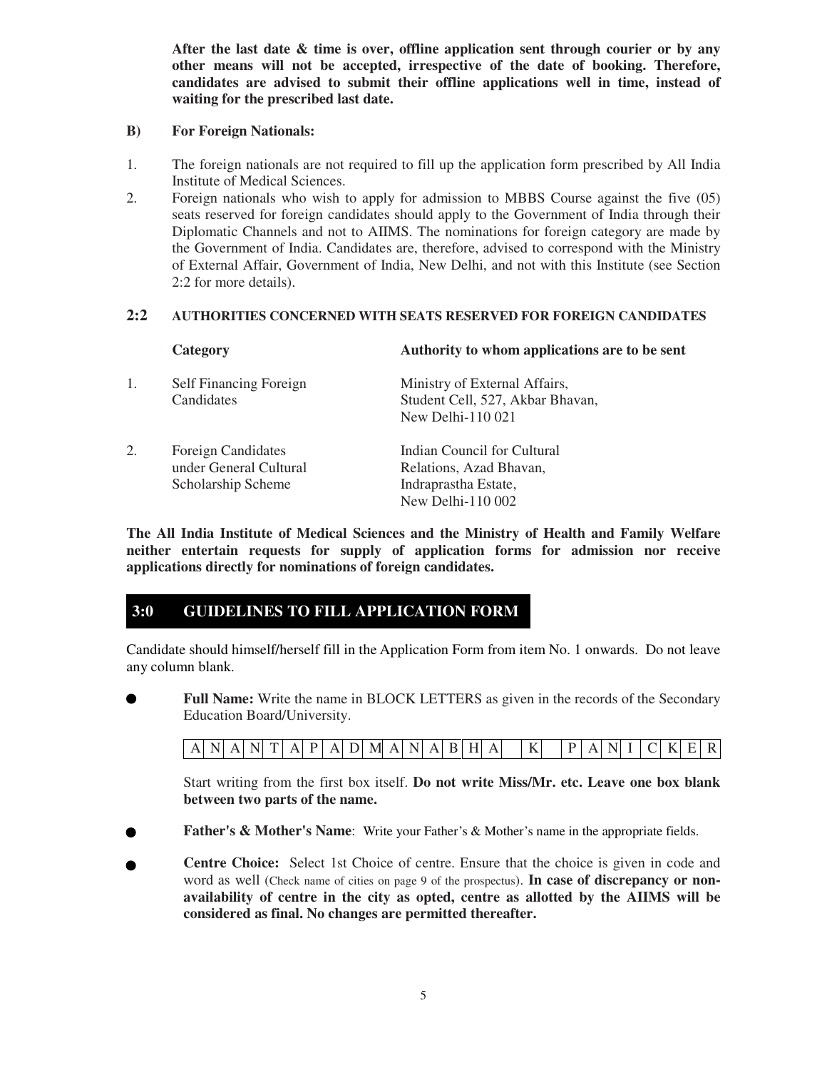**After the last date & time is over, offline application sent through courier or by any other means will not be accepted, irrespective of the date of booking. Therefore, candidates are advised to submit their offline applications well in time, instead of waiting for the prescribed last date.**

**B) For Foreign Nationals:**

1. The foreign nationals are not required to fill up the application form prescribed by All India Institute of Medical Sciences.
2. Foreign nationals who wish to apply for admission to MBBS Course against the five (05) seats reserved for foreign candidates should apply to the Government of India through their Diplomatic Channels and not to AIIMS. The nominations for foreign category are made by the Government of India. Candidates are, therefore, advised to correspond with the Ministry of External Affair, Government of India, New Delhi, and not with this Institute (see Section 2:2 for more details).

## 2:2 AUTHORITIES CONCERNED WITH SEATS RESERVED FOR FOREIGN CANDIDATES

| | Category | Authority to whom applications are to be sent |
|---|---|---|
| 1. | Self Financing Foreign Candidates | Ministry of External Affairs, Student Cell, 527, Akbar Bhavan, New Delhi-110 021 |
| 2. | Foreign Candidates under General Cultural Scholarship Scheme | Indian Council for Cultural Relations, Azad Bhavan, Indraprastha Estate, New Delhi-110 002 |

**The All India Institute of Medical Sciences and the Ministry of Health and Family Welfare neither entertain requests for supply of application forms for admission nor receive applications directly for nominations of foreign candidates.**

## 3:0 GUIDELINES TO FILL APPLICATION FORM

Candidate should himself/herself fill in the Application Form from item No. 1 onwards. Do not leave any column blank.

- **Full Name:** Write the name in BLOCK LETTERS as given in the records of the Secondary Education Board/University.

  | A | N | A | N | T | A | P | A | D | M | A | N | A | B | H | A | | K | | P | A | N | I | C | K | E | R |
  |---|---|---|---|---|---|---|---|---|---|---|---|---|---|---|---|---|---|---|---|---|---|---|---|---|---|---|

  Start writing from the first box itself. **Do not write Miss/Mr. etc. Leave one box blank between two parts of the name.**

- **Father's & Mother's Name**: Write your Father's & Mother's name in the appropriate fields.

- **Centre Choice:** Select 1st Choice of centre. Ensure that the choice is given in code and word as well (Check name of cities on page 9 of the prospectus). **In case of discrepancy or non-availability of centre in the city as opted, centre as allotted by the AIIMS will be considered as final. No changes are permitted thereafter.**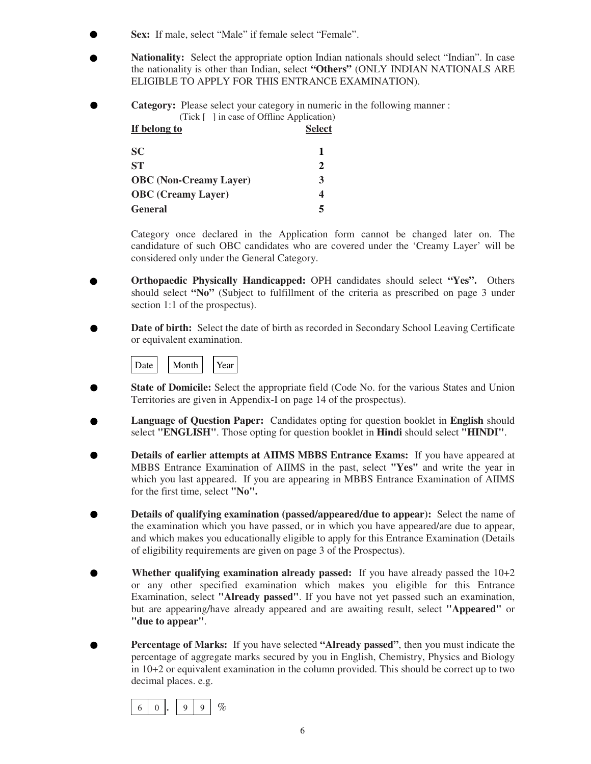- **Sex:** If male, select "Male" if female select "Female".

- **Nationality:** Select the appropriate option Indian nationals should select "Indian". In case the nationality is other than Indian, select **"Others"** (ONLY INDIAN NATIONALS ARE ELIGIBLE TO APPLY FOR THIS ENTRANCE EXAMINATION).

- **Category:** Please select your category in numeric in the following manner :
  (Tick [ ] in case of Offline Application)

  | If belong to | Select |
  |---|---|
  | **SC** | **1** |
  | **ST** | **2** |
  | **OBC (Non-Creamy Layer)** | **3** |
  | **OBC (Creamy Layer)** | **4** |
  | **General** | **5** |

  Category once declared in the Application form cannot be changed later on. The candidature of such OBC candidates who are covered under the 'Creamy Layer' will be considered only under the General Category.

- **Orthopaedic Physically Handicapped:** OPH candidates should select **"Yes".** Others should select **"No"** (Subject to fulfillment of the criteria as prescribed on page 3 under section 1:1 of the prospectus).

- **Date of birth:** Select the date of birth as recorded in Secondary School Leaving Certificate or equivalent examination.

  | Date | Month | Year |
  |---|---|---|

- **State of Domicile:** Select the appropriate field (Code No. for the various States and Union Territories are given in Appendix-I on page 14 of the prospectus).

- **Language of Question Paper:** Candidates opting for question booklet in **English** should select **"ENGLISH"**. Those opting for question booklet in **Hindi** should select **"HINDI"**.

- **Details of earlier attempts at AIIMS MBBS Entrance Exams:** If you have appeared at MBBS Entrance Examination of AIIMS in the past, select **"Yes"** and write the year in which you last appeared. If you are appearing in MBBS Entrance Examination of AIIMS for the first time, select **"No".**

- **Details of qualifying examination (passed/appeared/due to appear):** Select the name of the examination which you have passed, or in which you have appeared/are due to appear, and which makes you educationally eligible to apply for this Entrance Examination (Details of eligibility requirements are given on page 3 of the Prospectus).

- **Whether qualifying examination already passed:** If you have already passed the 10+2 or any other specified examination which makes you eligible for this Entrance Examination, select **"Already passed"**. If you have not yet passed such an examination, but are appearing/have already appeared and are awaiting result, select **"Appeared"** or **"due to appear"**.

- **Percentage of Marks:** If you have selected **"Already passed"**, then you must indicate the percentage of aggregate marks secured by you in English, Chemistry, Physics and Biology in 10+2 or equivalent examination in the column provided. This should be correct up to two decimal places. e.g.

  | 6 | 0 | . | 9 | 9 | % |
  |---|---|---|---|---|---|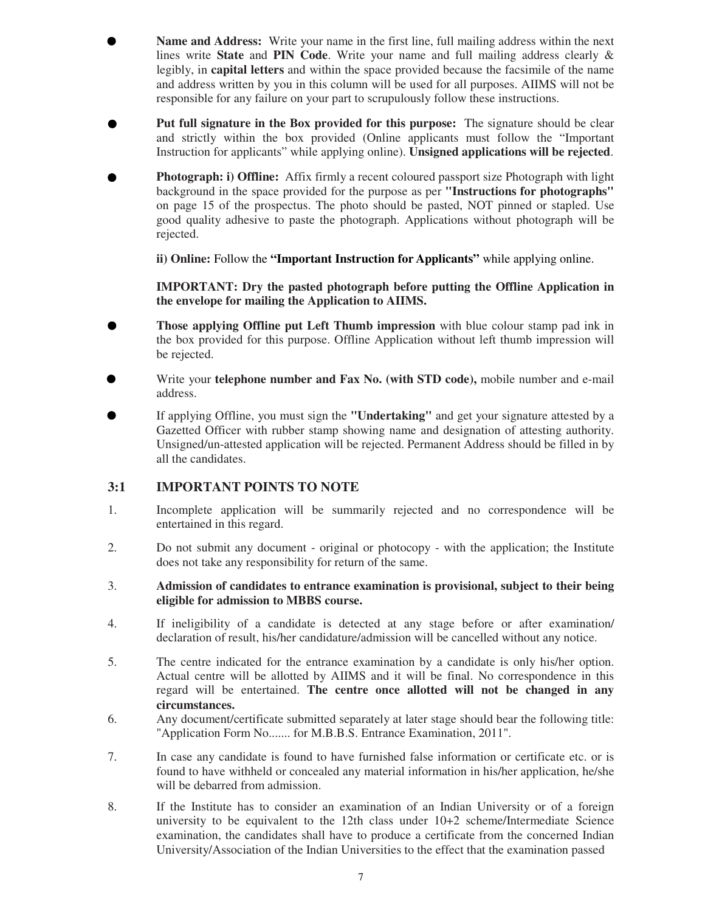- **Name and Address:** Write your name in the first line, full mailing address within the next lines write **State** and **PIN Code**. Write your name and full mailing address clearly & legibly, in **capital letters** and within the space provided because the facsimile of the name and address written by you in this column will be used for all purposes. AIIMS will not be responsible for any failure on your part to scrupulously follow these instructions.

- **Put full signature in the Box provided for this purpose:** The signature should be clear and strictly within the box provided (Online applicants must follow the "Important Instruction for applicants" while applying online). **Unsigned applications will be rejected**.

- **Photograph: i) Offline:** Affix firmly a recent coloured passport size Photograph with light background in the space provided for the purpose as per **"Instructions for photographs"** on page 15 of the prospectus. The photo should be pasted, NOT pinned or stapled. Use good quality adhesive to paste the photograph. Applications without photograph will be rejected.

  **ii) Online:** Follow the **"Important Instruction for Applicants"** while applying online.

  **IMPORTANT: Dry the pasted photograph before putting the Offline Application in the envelope for mailing the Application to AIIMS.**

- **Those applying Offline put Left Thumb impression** with blue colour stamp pad ink in the box provided for this purpose. Offline Application without left thumb impression will be rejected.

- Write your **telephone number and Fax No. (with STD code),** mobile number and e-mail address.

- If applying Offline, you must sign the **"Undertaking"** and get your signature attested by a Gazetted Officer with rubber stamp showing name and designation of attesting authority. Unsigned/un-attested application will be rejected. Permanent Address should be filled in by all the candidates.

## 3:1 IMPORTANT POINTS TO NOTE

1. Incomplete application will be summarily rejected and no correspondence will be entertained in this regard.

2. Do not submit any document - original or photocopy - with the application; the Institute does not take any responsibility for return of the same.

3. **Admission of candidates to entrance examination is provisional, subject to their being eligible for admission to MBBS course.**

4. If ineligibility of a candidate is detected at any stage before or after examination/ declaration of result, his/her candidature/admission will be cancelled without any notice.

5. The centre indicated for the entrance examination by a candidate is only his/her option. Actual centre will be allotted by AIIMS and it will be final. No correspondence in this regard will be entertained. **The centre once allotted will not be changed in any circumstances.**

6. Any document/certificate submitted separately at later stage should bear the following title: "Application Form No....... for M.B.B.S. Entrance Examination, 2011".

7. In case any candidate is found to have furnished false information or certificate etc. or is found to have withheld or concealed any material information in his/her application, he/she will be debarred from admission.

8. If the Institute has to consider an examination of an Indian University or of a foreign university to be equivalent to the 12th class under 10+2 scheme/Intermediate Science examination, the candidates shall have to produce a certificate from the concerned Indian University/Association of the Indian Universities to the effect that the examination passed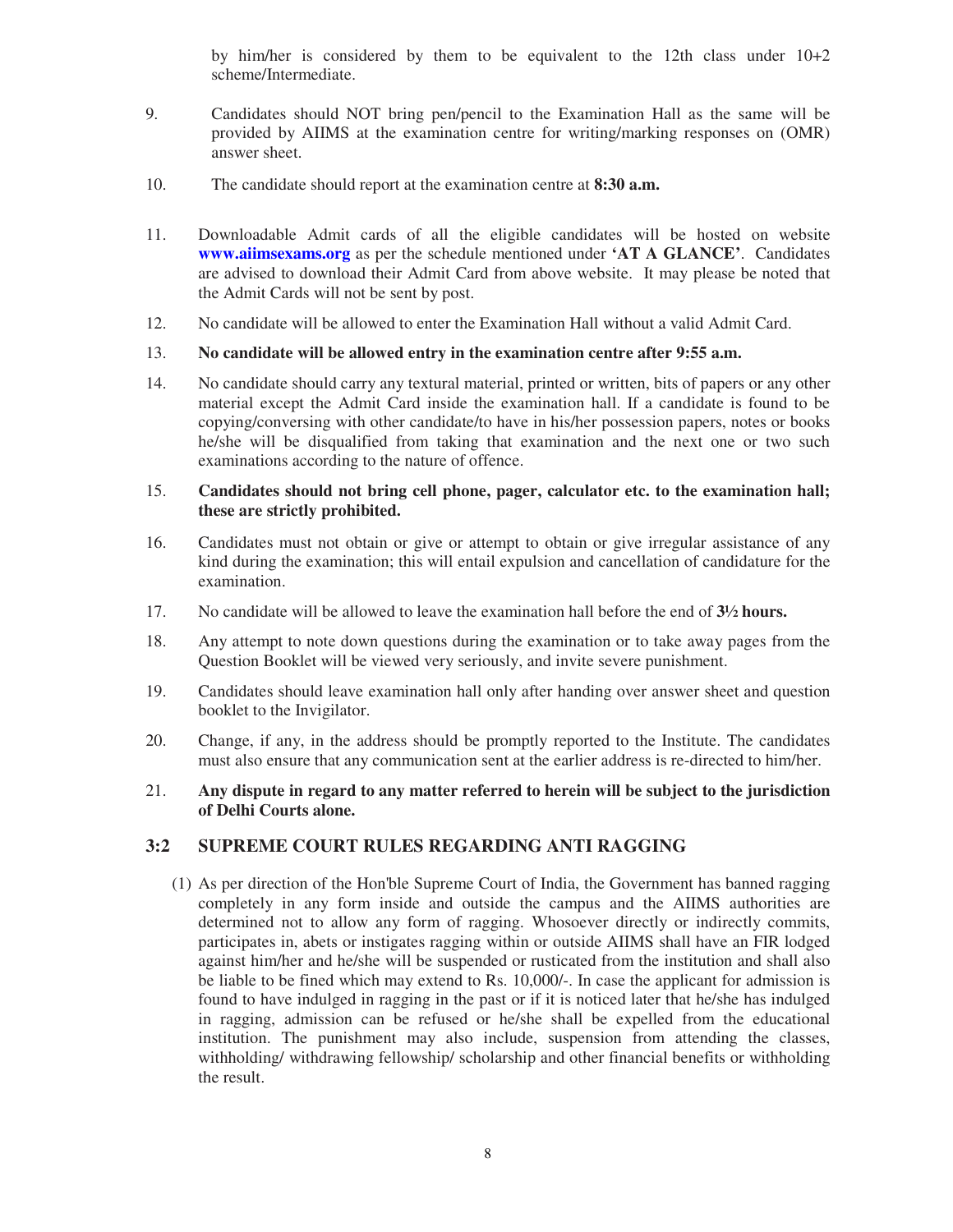by him/her is considered by them to be equivalent to the 12th class under 10+2 scheme/Intermediate.

9. Candidates should NOT bring pen/pencil to the Examination Hall as the same will be provided by AIIMS at the examination centre for writing/marking responses on (OMR) answer sheet.

10. The candidate should report at the examination centre at **8:30 a.m.**

11. Downloadable Admit cards of all the eligible candidates will be hosted on website **www.aiimsexams.org** as per the schedule mentioned under **'AT A GLANCE'**. Candidates are advised to download their Admit Card from above website. It may please be noted that the Admit Cards will not be sent by post.

12. No candidate will be allowed to enter the Examination Hall without a valid Admit Card.

13. **No candidate will be allowed entry in the examination centre after 9:55 a.m.**

14. No candidate should carry any textural material, printed or written, bits of papers or any other material except the Admit Card inside the examination hall. If a candidate is found to be copying/conversing with other candidate/to have in his/her possession papers, notes or books he/she will be disqualified from taking that examination and the next one or two such examinations according to the nature of offence.

15. **Candidates should not bring cell phone, pager, calculator etc. to the examination hall; these are strictly prohibited.**

16. Candidates must not obtain or give or attempt to obtain or give irregular assistance of any kind during the examination; this will entail expulsion and cancellation of candidature for the examination.

17. No candidate will be allowed to leave the examination hall before the end of **3½ hours.**

18. Any attempt to note down questions during the examination or to take away pages from the Question Booklet will be viewed very seriously, and invite severe punishment.

19. Candidates should leave examination hall only after handing over answer sheet and question booklet to the Invigilator.

20. Change, if any, in the address should be promptly reported to the Institute. The candidates must also ensure that any communication sent at the earlier address is re-directed to him/her.

21. **Any dispute in regard to any matter referred to herein will be subject to the jurisdiction of Delhi Courts alone.**

## 3:2 SUPREME COURT RULES REGARDING ANTI RAGGING

(1) As per direction of the Hon'ble Supreme Court of India, the Government has banned ragging completely in any form inside and outside the campus and the AIIMS authorities are determined not to allow any form of ragging. Whosoever directly or indirectly commits, participates in, abets or instigates ragging within or outside AIIMS shall have an FIR lodged against him/her and he/she will be suspended or rusticated from the institution and shall also be liable to be fined which may extend to Rs. 10,000/-. In case the applicant for admission is found to have indulged in ragging in the past or if it is noticed later that he/she has indulged in ragging, admission can be refused or he/she shall be expelled from the educational institution. The punishment may also include, suspension from attending the classes, withholding/ withdrawing fellowship/ scholarship and other financial benefits or withholding the result.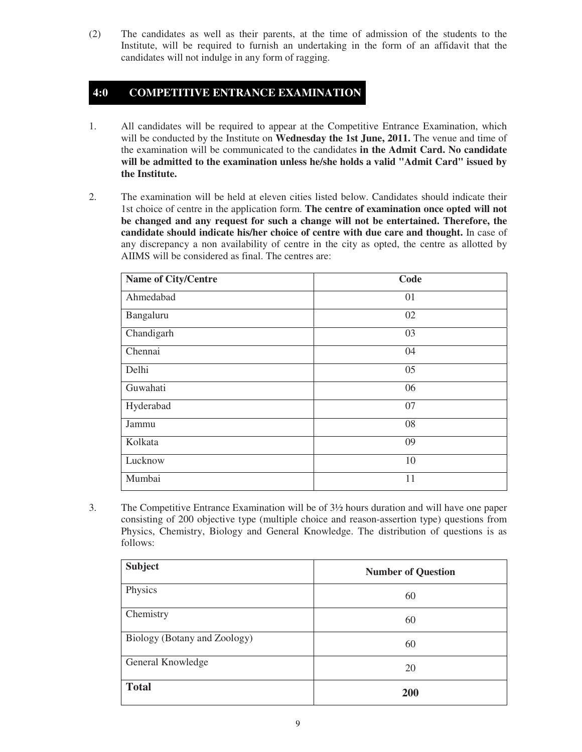(2) The candidates as well as their parents, at the time of admission of the students to the Institute, will be required to furnish an undertaking in the form of an affidavit that the candidates will not indulge in any form of ragging.

## 4:0 COMPETITIVE ENTRANCE EXAMINATION

1. All candidates will be required to appear at the Competitive Entrance Examination, which will be conducted by the Institute on **Wednesday the 1st June, 2011.** The venue and time of the examination will be communicated to the candidates **in the Admit Card. No candidate will be admitted to the examination unless he/she holds a valid "Admit Card" issued by the Institute.**

2. The examination will be held at eleven cities listed below. Candidates should indicate their 1st choice of centre in the application form. **The centre of examination once opted will not be changed and any request for such a change will not be entertained. Therefore, the candidate should indicate his/her choice of centre with due care and thought.** In case of any discrepancy a non availability of centre in the city as opted, the centre as allotted by AIIMS will be considered as final. The centres are:

| Name of City/Centre | Code |
|---|---|
| Ahmedabad | 01 |
| Bangaluru | 02 |
| Chandigarh | 03 |
| Chennai | 04 |
| Delhi | 05 |
| Guwahati | 06 |
| Hyderabad | 07 |
| Jammu | 08 |
| Kolkata | 09 |
| Lucknow | 10 |
| Mumbai | 11 |

3. The Competitive Entrance Examination will be of 3½ hours duration and will have one paper consisting of 200 objective type (multiple choice and reason-assertion type) questions from Physics, Chemistry, Biology and General Knowledge. The distribution of questions is as follows:

| Subject | Number of Question |
|---|---|
| Physics | 60 |
| Chemistry | 60 |
| Biology (Botany and Zoology) | 60 |
| General Knowledge | 20 |
| **Total** | **200** |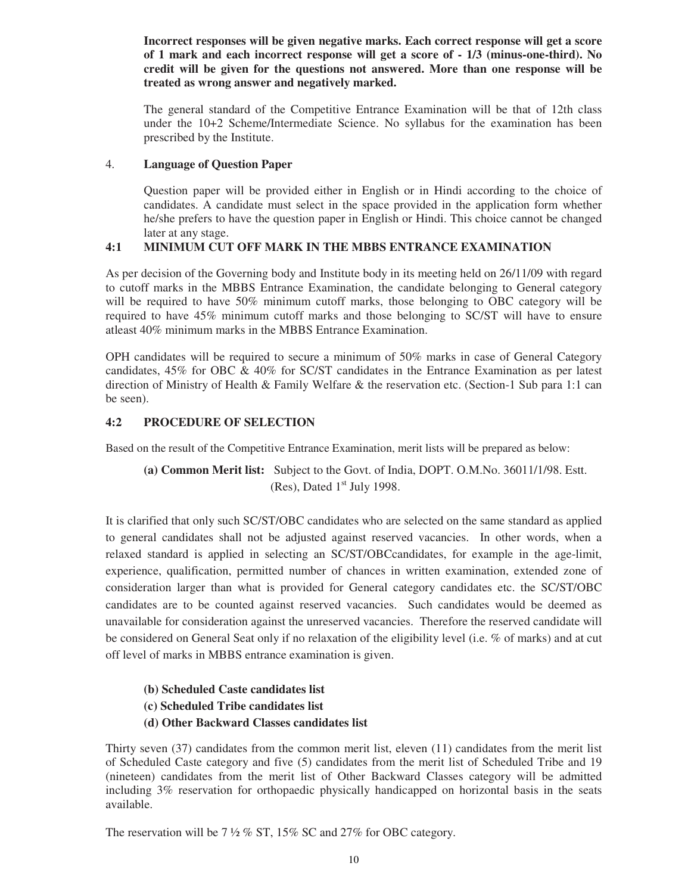**Incorrect responses will be given negative marks. Each correct response will get a score of 1 mark and each incorrect response will get a score of - 1/3 (minus-one-third). No credit will be given for the questions not answered. More than one response will be treated as wrong answer and negatively marked.**

The general standard of the Competitive Entrance Examination will be that of 12th class under the 10+2 Scheme/Intermediate Science. No syllabus for the examination has been prescribed by the Institute.

### 4. Language of Question Paper

Question paper will be provided either in English or in Hindi according to the choice of candidates. A candidate must select in the space provided in the application form whether he/she prefers to have the question paper in English or Hindi. This choice cannot be changed later at any stage.

### 4:1 MINIMUM CUT OFF MARK IN THE MBBS ENTRANCE EXAMINATION

As per decision of the Governing body and Institute body in its meeting held on 26/11/09 with regard to cutoff marks in the MBBS Entrance Examination, the candidate belonging to General category will be required to have 50% minimum cutoff marks, those belonging to OBC category will be required to have 45% minimum cutoff marks and those belonging to SC/ST will have to ensure atleast 40% minimum marks in the MBBS Entrance Examination.

OPH candidates will be required to secure a minimum of 50% marks in case of General Category candidates, 45% for OBC & 40% for SC/ST candidates in the Entrance Examination as per latest direction of Ministry of Health & Family Welfare & the reservation etc. (Section-1 Sub para 1:1 can be seen).

### 4:2 PROCEDURE OF SELECTION

Based on the result of the Competitive Entrance Examination, merit lists will be prepared as below:

**(a) Common Merit list:** Subject to the Govt. of India, DOPT. O.M.No. 36011/1/98. Estt. (Res), Dated 1st July 1998.

It is clarified that only such SC/ST/OBC candidates who are selected on the same standard as applied to general candidates shall not be adjusted against reserved vacancies. In other words, when a relaxed standard is applied in selecting an SC/ST/OBCcandidates, for example in the age-limit, experience, qualification, permitted number of chances in written examination, extended zone of consideration larger than what is provided for General category candidates etc. the SC/ST/OBC candidates are to be counted against reserved vacancies. Such candidates would be deemed as unavailable for consideration against the unreserved vacancies. Therefore the reserved candidate will be considered on General Seat only if no relaxation of the eligibility level (i.e. % of marks) and at cut off level of marks in MBBS entrance examination is given.

**(b) Scheduled Caste candidates list**

**(c) Scheduled Tribe candidates list**

**(d) Other Backward Classes candidates list**

Thirty seven (37) candidates from the common merit list, eleven (11) candidates from the merit list of Scheduled Caste category and five (5) candidates from the merit list of Scheduled Tribe and 19 (nineteen) candidates from the merit list of Other Backward Classes category will be admitted including 3% reservation for orthopaedic physically handicapped on horizontal basis in the seats available.

The reservation will be 7 ½ % ST, 15% SC and 27% for OBC category.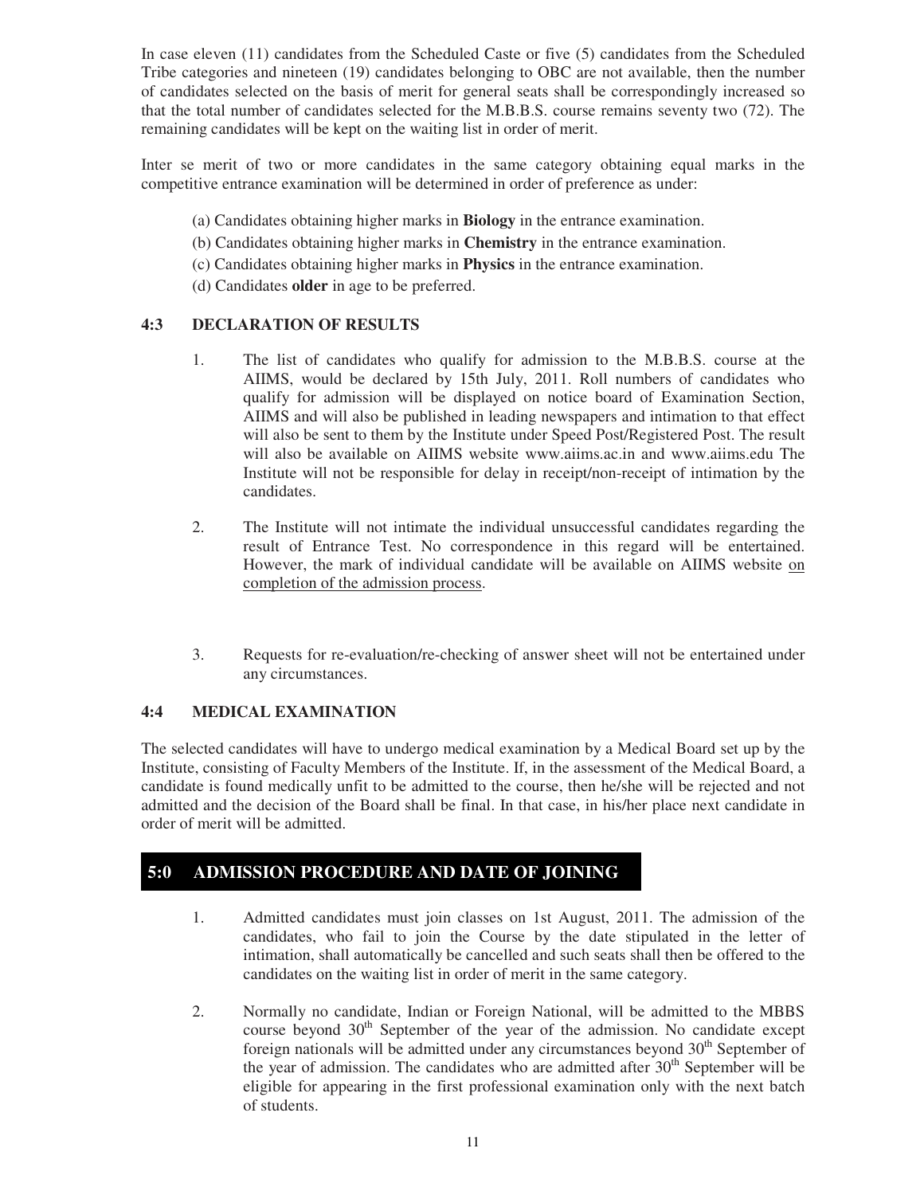In case eleven (11) candidates from the Scheduled Caste or five (5) candidates from the Scheduled Tribe categories and nineteen (19) candidates belonging to OBC are not available, then the number of candidates selected on the basis of merit for general seats shall be correspondingly increased so that the total number of candidates selected for the M.B.B.S. course remains seventy two (72). The remaining candidates will be kept on the waiting list in order of merit.

Inter se merit of two or more candidates in the same category obtaining equal marks in the competitive entrance examination will be determined in order of preference as under:

(a) Candidates obtaining higher marks in **Biology** in the entrance examination.

(b) Candidates obtaining higher marks in **Chemistry** in the entrance examination.

(c) Candidates obtaining higher marks in **Physics** in the entrance examination.

(d) Candidates **older** in age to be preferred.

### 4:3 DECLARATION OF RESULTS

1. The list of candidates who qualify for admission to the M.B.B.S. course at the AIIMS, would be declared by 15th July, 2011. Roll numbers of candidates who qualify for admission will be displayed on notice board of Examination Section, AIIMS and will also be published in leading newspapers and intimation to that effect will also be sent to them by the Institute under Speed Post/Registered Post. The result will also be available on AIIMS website www.aiims.ac.in and www.aiims.edu The Institute will not be responsible for delay in receipt/non-receipt of intimation by the candidates.

2. The Institute will not intimate the individual unsuccessful candidates regarding the result of Entrance Test. No correspondence in this regard will be entertained. However, the mark of individual candidate will be available on AIIMS website on completion of the admission process.

3. Requests for re-evaluation/re-checking of answer sheet will not be entertained under any circumstances.

### 4:4 MEDICAL EXAMINATION

The selected candidates will have to undergo medical examination by a Medical Board set up by the Institute, consisting of Faculty Members of the Institute. If, in the assessment of the Medical Board, a candidate is found medically unfit to be admitted to the course, then he/she will be rejected and not admitted and the decision of the Board shall be final. In that case, in his/her place next candidate in order of merit will be admitted.

## 5:0 ADMISSION PROCEDURE AND DATE OF JOINING

1. Admitted candidates must join classes on 1st August, 2011. The admission of the candidates, who fail to join the Course by the date stipulated in the letter of intimation, shall automatically be cancelled and such seats shall then be offered to the candidates on the waiting list in order of merit in the same category.

2. Normally no candidate, Indian or Foreign National, will be admitted to the MBBS course beyond 30th September of the year of the admission. No candidate except foreign nationals will be admitted under any circumstances beyond 30th September of the year of admission. The candidates who are admitted after 30th September will be eligible for appearing in the first professional examination only with the next batch of students.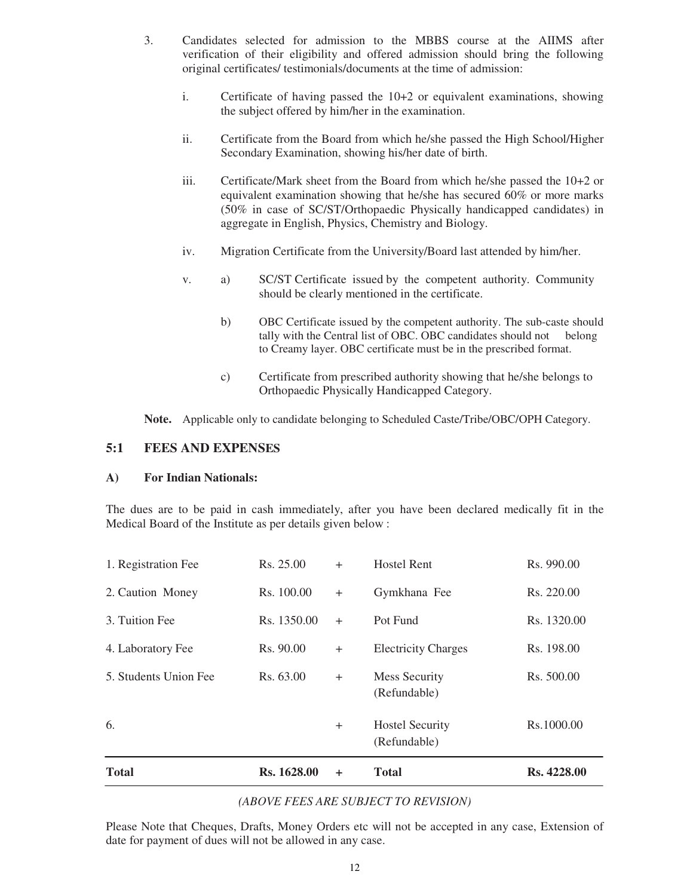3. Candidates selected for admission to the MBBS course at the AIIMS after verification of their eligibility and offered admission should bring the following original certificates/ testimonials/documents at the time of admission:

   i. Certificate of having passed the 10+2 or equivalent examinations, showing the subject offered by him/her in the examination.

   ii. Certificate from the Board from which he/she passed the High School/Higher Secondary Examination, showing his/her date of birth.

   iii. Certificate/Mark sheet from the Board from which he/she passed the 10+2 or equivalent examination showing that he/she has secured 60% or more marks (50% in case of SC/ST/Orthopaedic Physically handicapped candidates) in aggregate in English, Physics, Chemistry and Biology.

   iv. Migration Certificate from the University/Board last attended by him/her.

   v. a) SC/ST Certificate issued by the competent authority. Community should be clearly mentioned in the certificate.

      b) OBC Certificate issued by the competent authority. The sub-caste should tally with the Central list of OBC. OBC candidates should not belong to Creamy layer. OBC certificate must be in the prescribed format.

      c) Certificate from prescribed authority showing that he/she belongs to Orthopaedic Physically Handicapped Category.

**Note.** Applicable only to candidate belonging to Scheduled Caste/Tribe/OBC/OPH Category.

## 5:1 FEES AND EXPENSES

### A) For Indian Nationals:

The dues are to be paid in cash immediately, after you have been declared medically fit in the Medical Board of the Institute as per details given below :

| | | | | |
|---|---|---|---|---|
| 1. Registration Fee | Rs. 25.00 | + | Hostel Rent | Rs. 990.00 |
| 2. Caution Money | Rs. 100.00 | + | Gymkhana Fee | Rs. 220.00 |
| 3. Tuition Fee | Rs. 1350.00 | + | Pot Fund | Rs. 1320.00 |
| 4. Laboratory Fee | Rs. 90.00 | + | Electricity Charges | Rs. 198.00 |
| 5. Students Union Fee | Rs. 63.00 | + | Mess Security (Refundable) | Rs. 500.00 |
| 6. | | + | Hostel Security (Refundable) | Rs.1000.00 |
| **Total** | **Rs. 1628.00** | **+** | **Total** | **Rs. 4228.00** |

*(ABOVE FEES ARE SUBJECT TO REVISION)*

Please Note that Cheques, Drafts, Money Orders etc will not be accepted in any case, Extension of date for payment of dues will not be allowed in any case.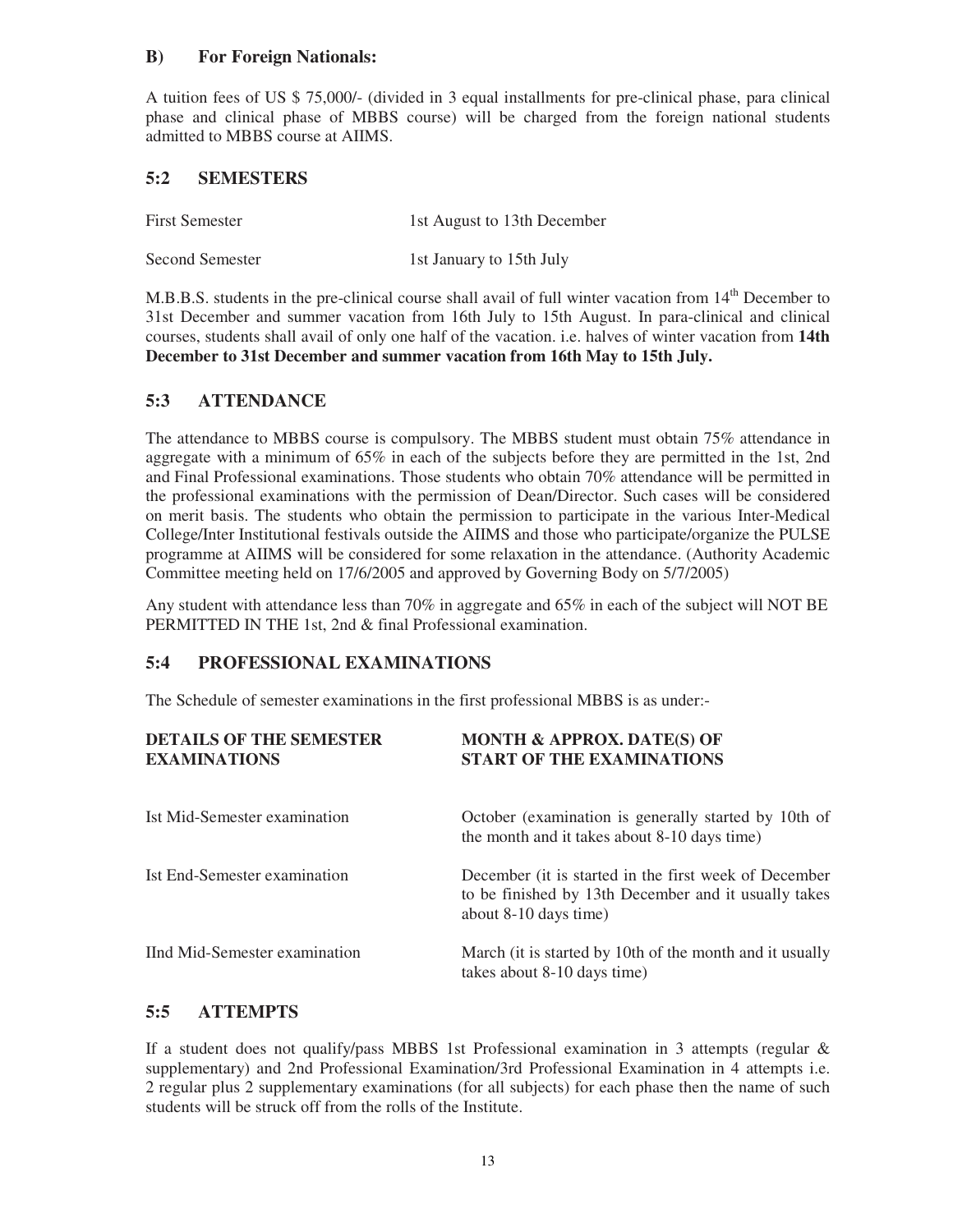### B) For Foreign Nationals:

A tuition fees of US $ 75,000/- (divided in 3 equal installments for pre-clinical phase, para clinical phase and clinical phase of MBBS course) will be charged from the foreign national students admitted to MBBS course at AIIMS.

## 5:2 SEMESTERS

| | |
|---|---|
| First Semester | 1st August to 13th December |
| Second Semester | 1st January to 15th July |

M.B.B.S. students in the pre-clinical course shall avail of full winter vacation from 14th December to 31st December and summer vacation from 16th July to 15th August. In para-clinical and clinical courses, students shall avail of only one half of the vacation. i.e. halves of winter vacation from **14th December to 31st December and summer vacation from 16th May to 15th July.**

## 5:3 ATTENDANCE

The attendance to MBBS course is compulsory. The MBBS student must obtain 75% attendance in aggregate with a minimum of 65% in each of the subjects before they are permitted in the 1st, 2nd and Final Professional examinations. Those students who obtain 70% attendance will be permitted in the professional examinations with the permission of Dean/Director. Such cases will be considered on merit basis. The students who obtain the permission to participate in the various Inter-Medical College/Inter Institutional festivals outside the AIIMS and those who participate/organize the PULSE programme at AIIMS will be considered for some relaxation in the attendance. (Authority Academic Committee meeting held on 17/6/2005 and approved by Governing Body on 5/7/2005)

Any student with attendance less than 70% in aggregate and 65% in each of the subject will NOT BE PERMITTED IN THE 1st, 2nd & final Professional examination.

## 5:4 PROFESSIONAL EXAMINATIONS

The Schedule of semester examinations in the first professional MBBS is as under:-

| DETAILS OF THE SEMESTER EXAMINATIONS | MONTH & APPROX. DATE(S) OF START OF THE EXAMINATIONS |
|---|---|
| Ist Mid-Semester examination | October (examination is generally started by 10th of the month and it takes about 8-10 days time) |
| Ist End-Semester examination | December (it is started in the first week of December to be finished by 13th December and it usually takes about 8-10 days time) |
| IInd Mid-Semester examination | March (it is started by 10th of the month and it usually takes about 8-10 days time) |

## 5:5 ATTEMPTS

If a student does not qualify/pass MBBS 1st Professional examination in 3 attempts (regular & supplementary) and 2nd Professional Examination/3rd Professional Examination in 4 attempts i.e. 2 regular plus 2 supplementary examinations (for all subjects) for each phase then the name of such students will be struck off from the rolls of the Institute.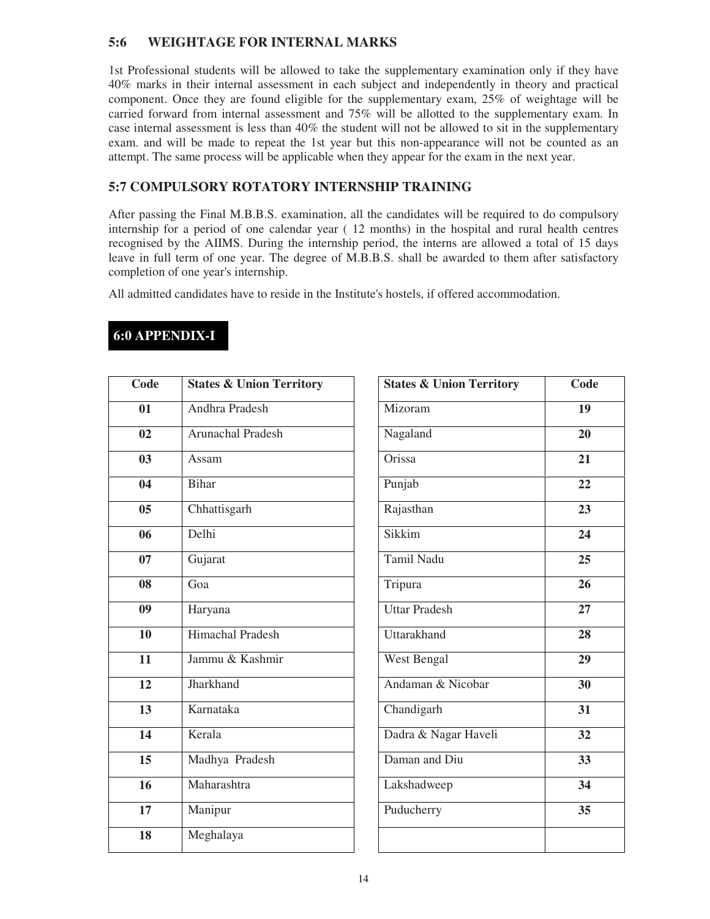### 5:6 WEIGHTAGE FOR INTERNAL MARKS

1st Professional students will be allowed to take the supplementary examination only if they have 40% marks in their internal assessment in each subject and independently in theory and practical component. Once they are found eligible for the supplementary exam, 25% of weightage will be carried forward from internal assessment and 75% will be allotted to the supplementary exam. In case internal assessment is less than 40% the student will not be allowed to sit in the supplementary exam. and will be made to repeat the 1st year but this non-appearance will not be counted as an attempt. The same process will be applicable when they appear for the exam in the next year.

### 5:7 COMPULSORY ROTATORY INTERNSHIP TRAINING

After passing the Final M.B.B.S. examination, all the candidates will be required to do compulsory internship for a period of one calendar year ( 12 months) in the hospital and rural health centres recognised by the AIIMS. During the internship period, the interns are allowed a total of 15 days leave in full term of one year. The degree of M.B.B.S. shall be awarded to them after satisfactory completion of one year's internship.

All admitted candidates have to reside in the Institute's hostels, if offered accommodation.

## 6:0 APPENDIX-I

| Code | States & Union Territory |
|---|---|
| 01 | Andhra Pradesh |
| 02 | Arunachal Pradesh |
| 03 | Assam |
| 04 | Bihar |
| 05 | Chhattisgarh |
| 06 | Delhi |
| 07 | Gujarat |
| 08 | Goa |
| 09 | Haryana |
| 10 | Himachal Pradesh |
| 11 | Jammu & Kashmir |
| 12 | Jharkhand |
| 13 | Karnataka |
| 14 | Kerala |
| 15 | Madhya Pradesh |
| 16 | Maharashtra |
| 17 | Manipur |
| 18 | Meghalaya |

| States & Union Territory | Code |
|---|---|
| Mizoram | 19 |
| Nagaland | 20 |
| Orissa | 21 |
| Punjab | 22 |
| Rajasthan | 23 |
| Sikkim | 24 |
| Tamil Nadu | 25 |
| Tripura | 26 |
| Uttar Pradesh | 27 |
| Uttarakhand | 28 |
| West Bengal | 29 |
| Andaman & Nicobar | 30 |
| Chandigarh | 31 |
| Dadra & Nagar Haveli | 32 |
| Daman and Diu | 33 |
| Lakshadweep | 34 |
| Puducherry | 35 |
| | |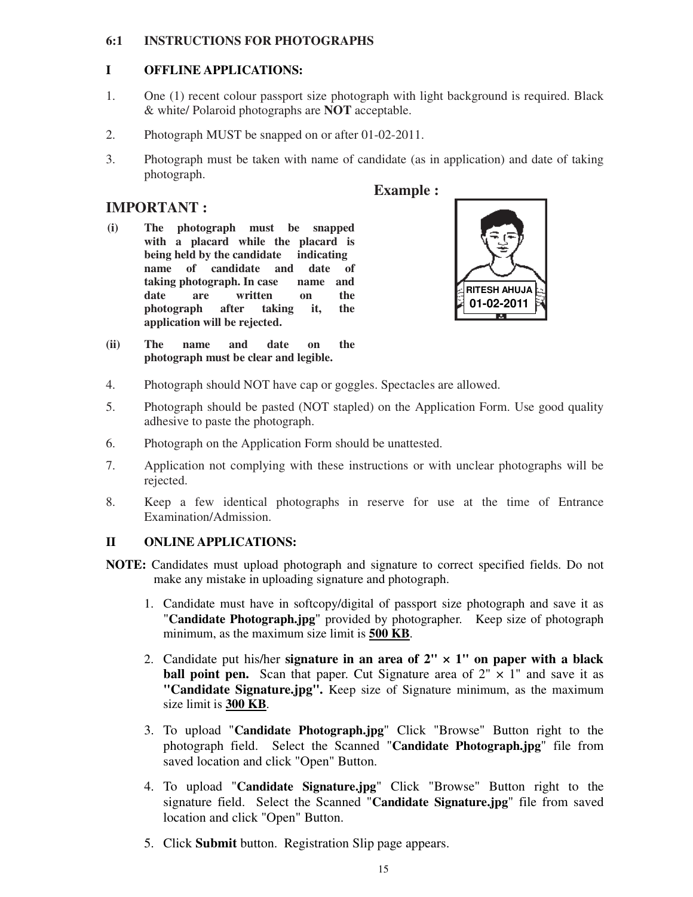### 6:1 INSTRUCTIONS FOR PHOTOGRAPHS

### I OFFLINE APPLICATIONS:

1. One (1) recent colour passport size photograph with light background is required. Black & white/ Polaroid photographs are **NOT** acceptable.
2. Photograph MUST be snapped on or after 01-02-2011.
3. Photograph must be taken with name of candidate (as in application) and date of taking photograph.

**Example :**

RITESH AHUJA
01-02-2011

## IMPORTANT :

**(i) The photograph must be snapped with a placard while the placard is being held by the candidate indicating name of candidate and date of taking photograph. In case name and date are written on the photograph after taking it, the application will be rejected.**

**(ii) The name and date on the photograph must be clear and legible.**

4. Photograph should NOT have cap or goggles. Spectacles are allowed.
5. Photograph should be pasted (NOT stapled) on the Application Form. Use good quality adhesive to paste the photograph.
6. Photograph on the Application Form should be unattested.
7. Application not complying with these instructions or with unclear photographs will be rejected.
8. Keep a few identical photographs in reserve for use at the time of Entrance Examination/Admission.

### II ONLINE APPLICATIONS:

**NOTE:** Candidates must upload photograph and signature to correct specified fields. Do not make any mistake in uploading signature and photograph.

1. Candidate must have in softcopy/digital of passport size photograph and save it as "**Candidate Photograph.jpg**" provided by photographer. Keep size of photograph minimum, as the maximum size limit is **500 KB**.
2. Candidate put his/her **signature in an area of 2" × 1" on paper with a black ball point pen.** Scan that paper. Cut Signature area of 2" × 1" and save it as **"Candidate Signature.jpg".** Keep size of Signature minimum, as the maximum size limit is **300 KB**.
3. To upload "**Candidate Photograph.jpg**" Click "Browse" Button right to the photograph field. Select the Scanned "**Candidate Photograph.jpg**" file from saved location and click "Open" Button.
4. To upload "**Candidate Signature.jpg**" Click "Browse" Button right to the signature field. Select the Scanned "**Candidate Signature.jpg**" file from saved location and click "Open" Button.
5. Click **Submit** button. Registration Slip page appears.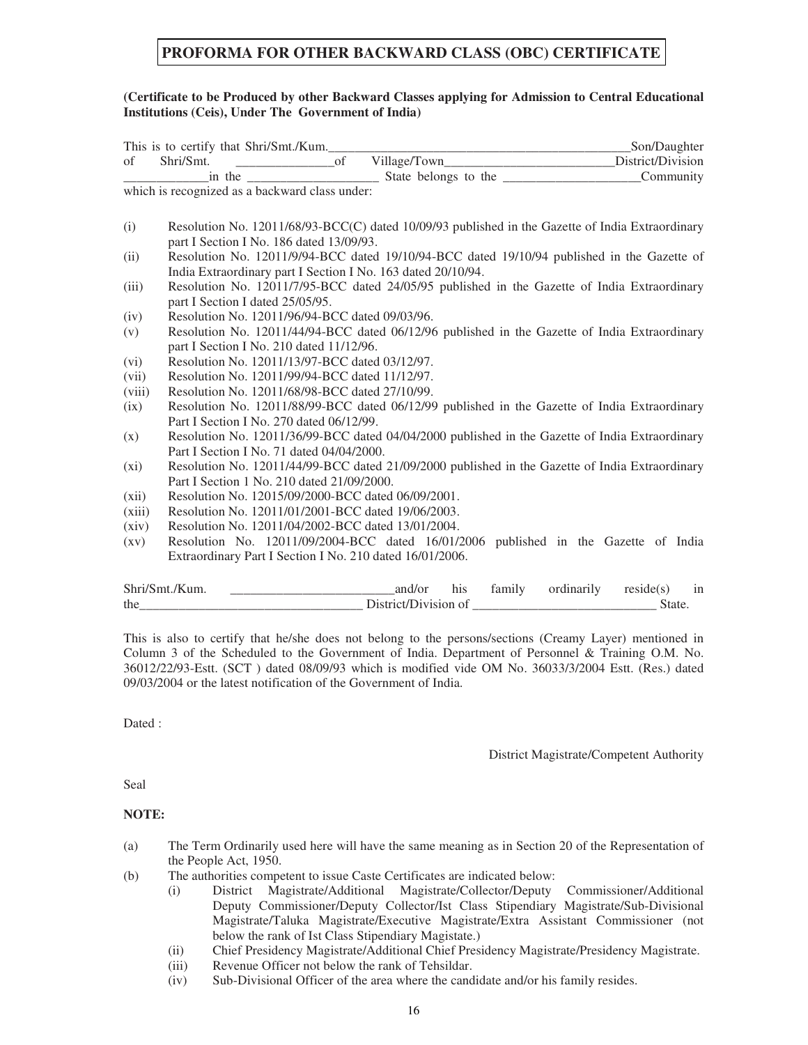# PROFORMA FOR OTHER BACKWARD CLASS (OBC) CERTIFICATE

**(Certificate to be Produced by other Backward Classes applying for Admission to Central Educational Institutions (Ceis), Under The Government of India)**

This is to certify that Shri/Smt./Kum.______________________________________________Son/Daughter of Shri/Smt. _______________of Village/Town__________________________District/Division _____________in the ____________________ State belongs to the _____________________Community which is recognized as a backward class under:

- (i) Resolution No. 12011/68/93-BCC(C) dated 10/09/93 published in the Gazette of India Extraordinary part I Section I No. 186 dated 13/09/93.
- (ii) Resolution No. 12011/9/94-BCC dated 19/10/94-BCC dated 19/10/94 published in the Gazette of India Extraordinary part I Section I No. 163 dated 20/10/94.
- (iii) Resolution No. 12011/7/95-BCC dated 24/05/95 published in the Gazette of India Extraordinary part I Section I dated 25/05/95.
- (iv) Resolution No. 12011/96/94-BCC dated 09/03/96.
- (v) Resolution No. 12011/44/94-BCC dated 06/12/96 published in the Gazette of India Extraordinary part I Section I No. 210 dated 11/12/96.
- (vi) Resolution No. 12011/13/97-BCC dated 03/12/97.
- (vii) Resolution No. 12011/99/94-BCC dated 11/12/97.
- (viii) Resolution No. 12011/68/98-BCC dated 27/10/99.
- (ix) Resolution No. 12011/88/99-BCC dated 06/12/99 published in the Gazette of India Extraordinary Part I Section I No. 270 dated 06/12/99.
- (x) Resolution No. 12011/36/99-BCC dated 04/04/2000 published in the Gazette of India Extraordinary Part I Section I No. 71 dated 04/04/2000.
- (xi) Resolution No. 12011/44/99-BCC dated 21/09/2000 published in the Gazette of India Extraordinary Part I Section 1 No. 210 dated 21/09/2000.
- (xii) Resolution No. 12015/09/2000-BCC dated 06/09/2001.
- (xiii) Resolution No. 12011/01/2001-BCC dated 19/06/2003.
- (xiv) Resolution No. 12011/04/2002-BCC dated 13/01/2004.
- (xv) Resolution No. 12011/09/2004-BCC dated 16/01/2006 published in the Gazette of India Extraordinary Part I Section I No. 210 dated 16/01/2006.

Shri/Smt./Kum. _________________________and/or his family ordinarily reside(s) in the_________________________________ District/Division of ____________________________ State.

This is also to certify that he/she does not belong to the persons/sections (Creamy Layer) mentioned in Column 3 of the Scheduled to the Government of India. Department of Personnel & Training O.M. No. 36012/22/93-Estt. (SCT ) dated 08/09/93 which is modified vide OM No. 36033/3/2004 Estt. (Res.) dated 09/03/2004 or the latest notification of the Government of India.

Dated :

District Magistrate/Competent Authority

Seal

**NOTE:**

- (a) The Term Ordinarily used here will have the same meaning as in Section 20 of the Representation of the People Act, 1950.
- (b) The authorities competent to issue Caste Certificates are indicated below:
  - (i) District Magistrate/Additional Magistrate/Collector/Deputy Commissioner/Additional Deputy Commissioner/Deputy Collector/Ist Class Stipendiary Magistrate/Sub-Divisional Magistrate/Taluka Magistrate/Executive Magistrate/Extra Assistant Commissioner (not below the rank of Ist Class Stipendiary Magistate.)
  - (ii) Chief Presidency Magistrate/Additional Chief Presidency Magistrate/Presidency Magistrate.
  - (iii) Revenue Officer not below the rank of Tehsildar.
  - (iv) Sub-Divisional Officer of the area where the candidate and/or his family resides.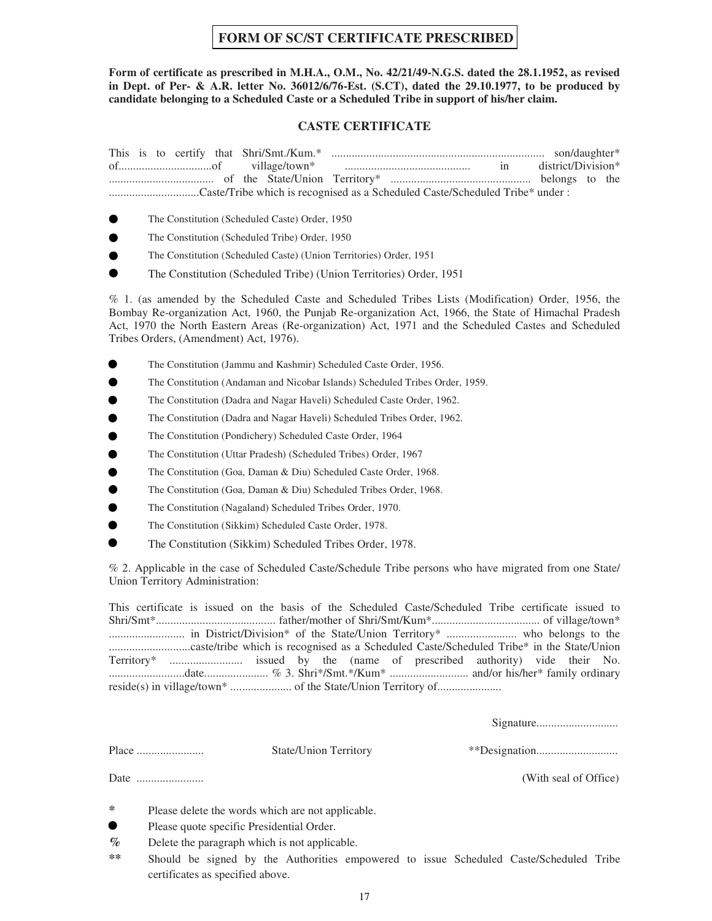# FORM OF SC/ST CERTIFICATE PRESCRIBED

**Form of certificate as prescribed in M.H.A., O.M., No. 42/21/49-N.G.S. dated the 28.1.1952, as revised in Dept. of Per- & A.R. letter No. 36012/6/76-Est. (S.CT), dated the 29.10.1977, to be produced by candidate belonging to a Scheduled Caste or a Scheduled Tribe in support of his/her claim.**

## CASTE CERTIFICATE

This is to certify that Shri/Smt./Kum.* ......................................................................... son/daughter* of................................of village/town* ........................................... in district/Division* .................................... of the State/Union Territory* ................................................ belongs to the ...............................Caste/Tribe which is recognised as a Scheduled Caste/Scheduled Tribe* under :

- The Constitution (Scheduled Caste) Order, 1950
- The Constitution (Scheduled Tribe) Order, 1950
- The Constitution (Scheduled Caste) (Union Territories) Order, 1951
- The Constitution (Scheduled Tribe) (Union Territories) Order, 1951

% 1. (as amended by the Scheduled Caste and Scheduled Tribes Lists (Modification) Order, 1956, the Bombay Re-organization Act, 1960, the Punjab Re-organization Act, 1966, the State of Himachal Pradesh Act, 1970 the North Eastern Areas (Re-organization) Act, 1971 and the Scheduled Castes and Scheduled Tribes Orders, (Amendment) Act, 1976).

- The Constitution (Jammu and Kashmir) Scheduled Caste Order, 1956.
- The Constitution (Andaman and Nicobar Islands) Scheduled Tribes Order, 1959.
- The Constitution (Dadra and Nagar Haveli) Scheduled Caste Order, 1962.
- The Constitution (Dadra and Nagar Haveli) Scheduled Tribes Order, 1962.
- The Constitution (Pondichery) Scheduled Caste Order, 1964
- The Constitution (Uttar Pradesh) (Scheduled Tribes) Order, 1967
- The Constitution (Goa, Daman & Diu) Scheduled Caste Order, 1968.
- The Constitution (Goa, Daman & Diu) Scheduled Tribes Order, 1968.
- The Constitution (Nagaland) Scheduled Tribes Order, 1970.
- The Constitution (Sikkim) Scheduled Caste Order, 1978.
- The Constitution (Sikkim) Scheduled Tribes Order, 1978.

% 2. Applicable in the case of Scheduled Caste/Schedule Tribe persons who have migrated from one State/ Union Territory Administration:

This certificate is issued on the basis of the Scheduled Caste/Scheduled Tribe certificate issued to Shri/Smt*......................................... father/mother of Shri/Smt/Kum*..................................... of village/town* .......................... in District/Division* of the State/Union Territory* ........................ who belongs to the ............................caste/tribe which is recognised as a Scheduled Caste/Scheduled Tribe* in the State/Union Territory* ......................... issued by the (name of prescribed authority) vide their No. ..........................date...................... % 3. Shri*/Smt.*/Kum* ........................... and/or his/her* family ordinary reside(s) in village/town* ..................... of the State/Union Territory of......................

Signature............................

Place ....................... State/Union Territory **Designation............................

Date ....................... (With seal of Office)

- \* Please delete the words which are not applicable.
- ● Please quote specific Presidential Order.
- % Delete the paragraph which is not applicable.
- ** Should be signed by the Authorities empowered to issue Scheduled Caste/Scheduled Tribe certificates as specified above.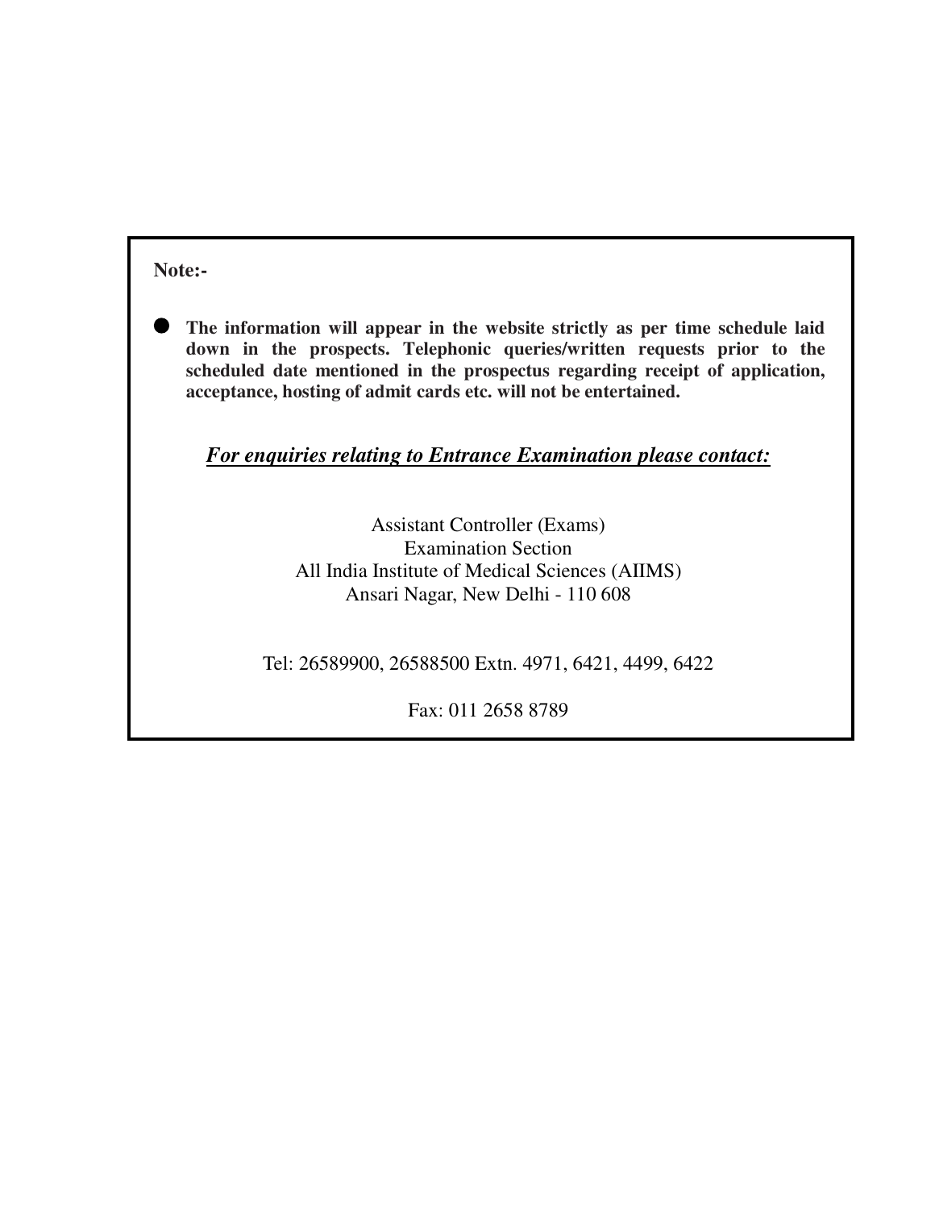**Note:-**

- **The information will appear in the website strictly as per time schedule laid down in the prospects. Telephonic queries/written requests prior to the scheduled date mentioned in the prospectus regarding receipt of application, acceptance, hosting of admit cards etc. will not be entertained.**

***For enquiries relating to Entrance Examination please contact:***

Assistant Controller (Exams)
Examination Section
All India Institute of Medical Sciences (AIIMS)
Ansari Nagar, New Delhi - 110 608

Tel: 26589900, 26588500 Extn. 4971, 6421, 4499, 6422

Fax: 011 2658 8789